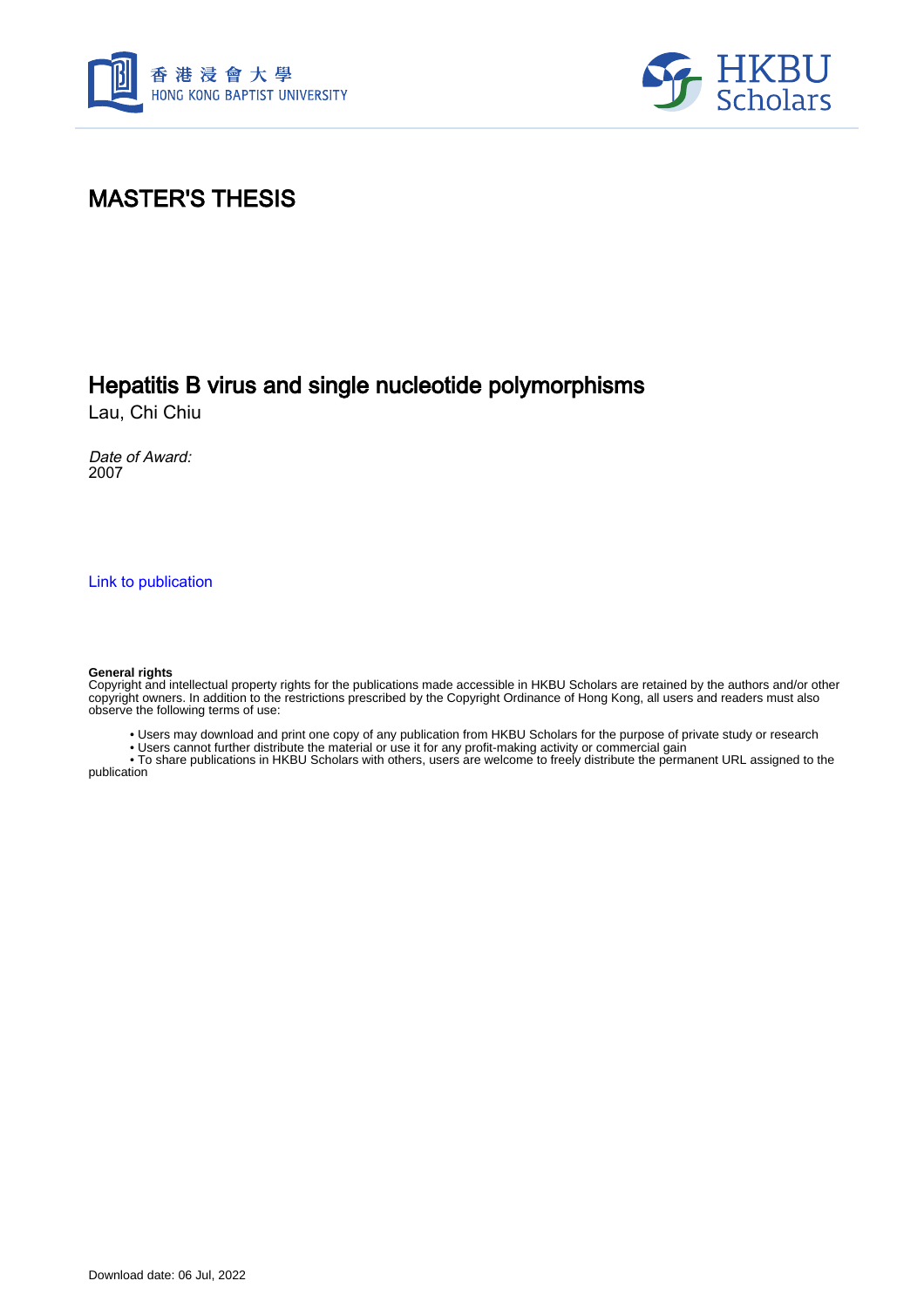# MASTER'S THESIS

## Hepatitis B virus and single nucleotide polymorphisms

Lau, Chi Chiu

*Date of Award:*
2007

Link to publication

**General rights**
Copyright and intellectual property rights for the publications made accessible in HKBU Scholars are retained by the authors and/or other copyright owners. In addition to the restrictions prescribed by the Copyright Ordinance of Hong Kong, all users and readers must also observe the following terms of use:

- Users may download and print one copy of any publication from HKBU Scholars for the purpose of private study or research
- Users cannot further distribute the material or use it for any profit-making activity or commercial gain
- To share publications in HKBU Scholars with others, users are welcome to freely distribute the permanent URL assigned to the publication

Download date: 06 Jul, 2022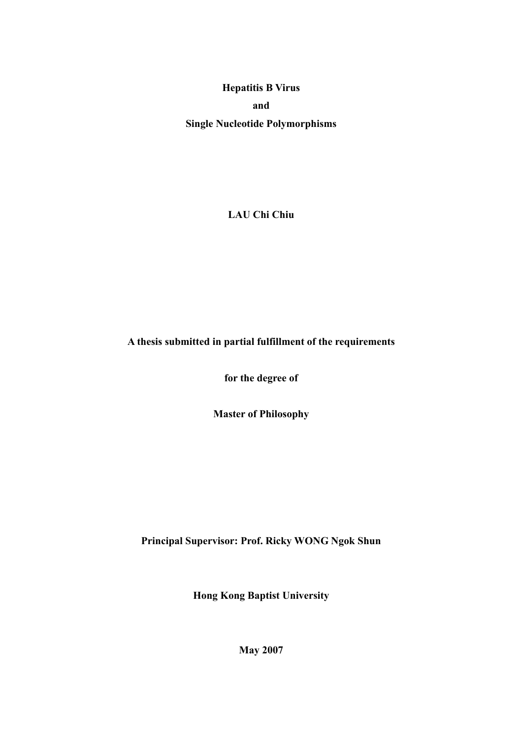**Hepatitis B Virus**

**and**

**Single Nucleotide Polymorphisms**

**LAU Chi Chiu**

**A thesis submitted in partial fulfillment of the requirements**

**for the degree of**

**Master of Philosophy**

**Principal Supervisor: Prof. Ricky WONG Ngok Shun**

**Hong Kong Baptist University**

**May 2007**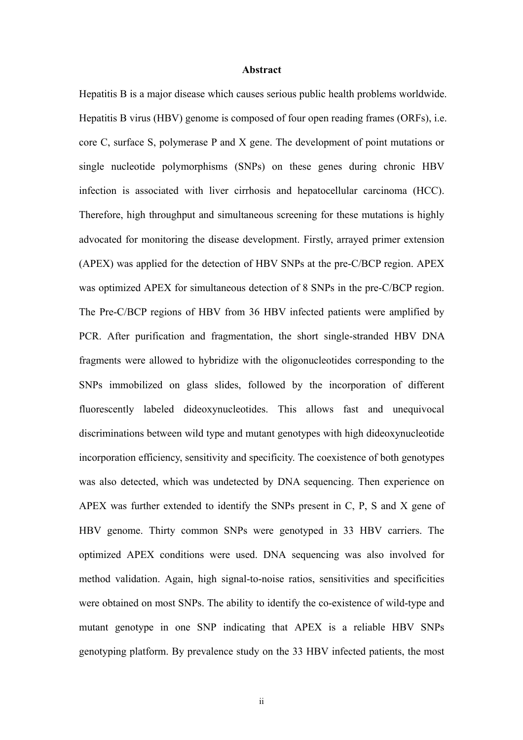# Abstract

Hepatitis B is a major disease which causes serious public health problems worldwide. Hepatitis B virus (HBV) genome is composed of four open reading frames (ORFs), i.e. core C, surface S, polymerase P and X gene. The development of point mutations or single nucleotide polymorphisms (SNPs) on these genes during chronic HBV infection is associated with liver cirrhosis and hepatocellular carcinoma (HCC). Therefore, high throughput and simultaneous screening for these mutations is highly advocated for monitoring the disease development. Firstly, arrayed primer extension (APEX) was applied for the detection of HBV SNPs at the pre-C/BCP region. APEX was optimized APEX for simultaneous detection of 8 SNPs in the pre-C/BCP region. The Pre-C/BCP regions of HBV from 36 HBV infected patients were amplified by PCR. After purification and fragmentation, the short single-stranded HBV DNA fragments were allowed to hybridize with the oligonucleotides corresponding to the SNPs immobilized on glass slides, followed by the incorporation of different fluorescently labeled dideoxynucleotides. This allows fast and unequivocal discriminations between wild type and mutant genotypes with high dideoxynucleotide incorporation efficiency, sensitivity and specificity. The coexistence of both genotypes was also detected, which was undetected by DNA sequencing. Then experience on APEX was further extended to identify the SNPs present in C, P, S and X gene of HBV genome. Thirty common SNPs were genotyped in 33 HBV carriers. The optimized APEX conditions were used. DNA sequencing was also involved for method validation. Again, high signal-to-noise ratios, sensitivities and specificities were obtained on most SNPs. The ability to identify the co-existence of wild-type and mutant genotype in one SNP indicating that APEX is a reliable HBV SNPs genotyping platform. By prevalence study on the 33 HBV infected patients, the most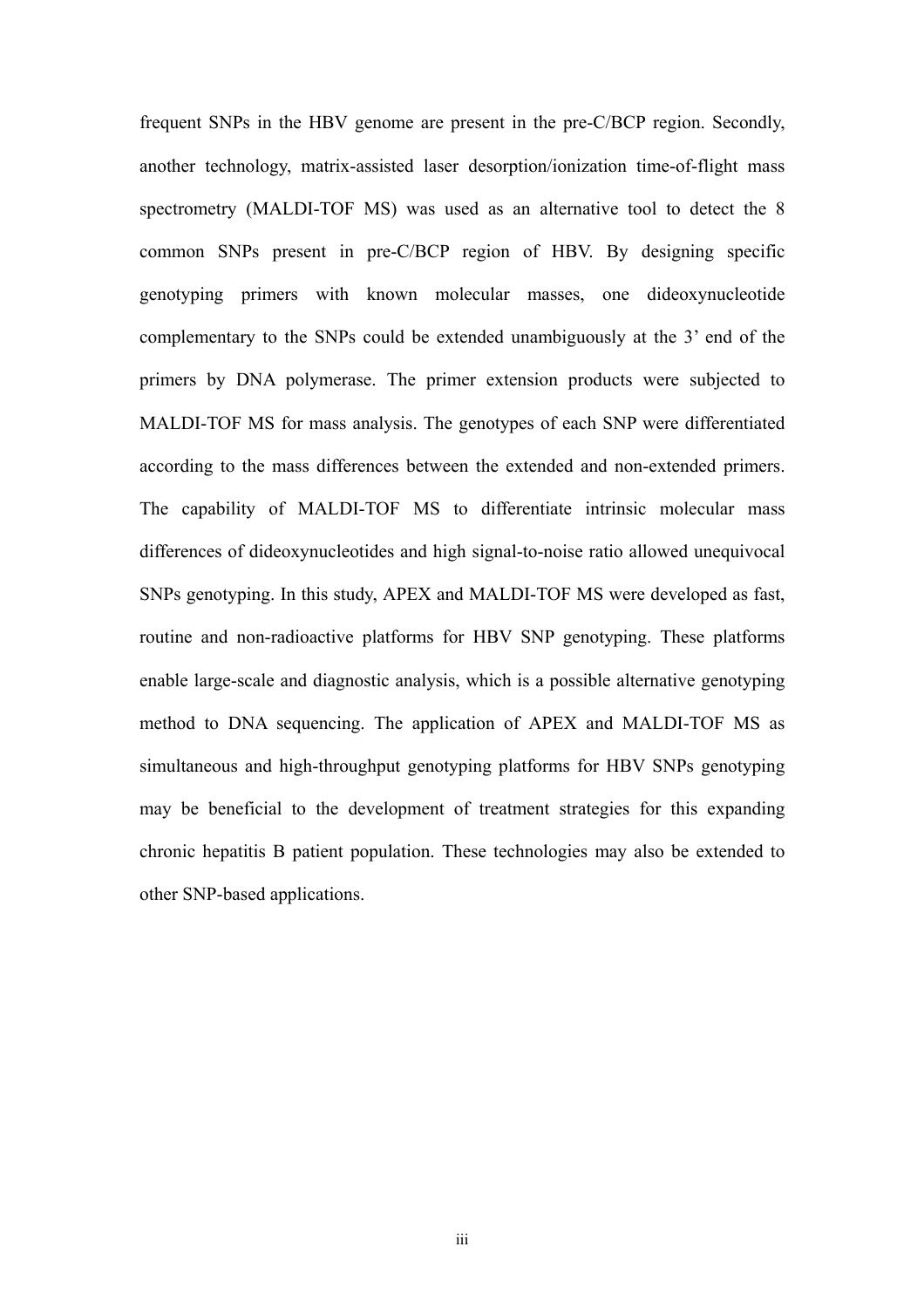frequent SNPs in the HBV genome are present in the pre-C/BCP region. Secondly, another technology, matrix-assisted laser desorption/ionization time-of-flight mass spectrometry (MALDI-TOF MS) was used as an alternative tool to detect the 8 common SNPs present in pre-C/BCP region of HBV. By designing specific genotyping primers with known molecular masses, one dideoxynucleotide complementary to the SNPs could be extended unambiguously at the 3' end of the primers by DNA polymerase. The primer extension products were subjected to MALDI-TOF MS for mass analysis. The genotypes of each SNP were differentiated according to the mass differences between the extended and non-extended primers. The capability of MALDI-TOF MS to differentiate intrinsic molecular mass differences of dideoxynucleotides and high signal-to-noise ratio allowed unequivocal SNPs genotyping. In this study, APEX and MALDI-TOF MS were developed as fast, routine and non-radioactive platforms for HBV SNP genotyping. These platforms enable large-scale and diagnostic analysis, which is a possible alternative genotyping method to DNA sequencing. The application of APEX and MALDI-TOF MS as simultaneous and high-throughput genotyping platforms for HBV SNPs genotyping may be beneficial to the development of treatment strategies for this expanding chronic hepatitis B patient population. These technologies may also be extended to other SNP-based applications.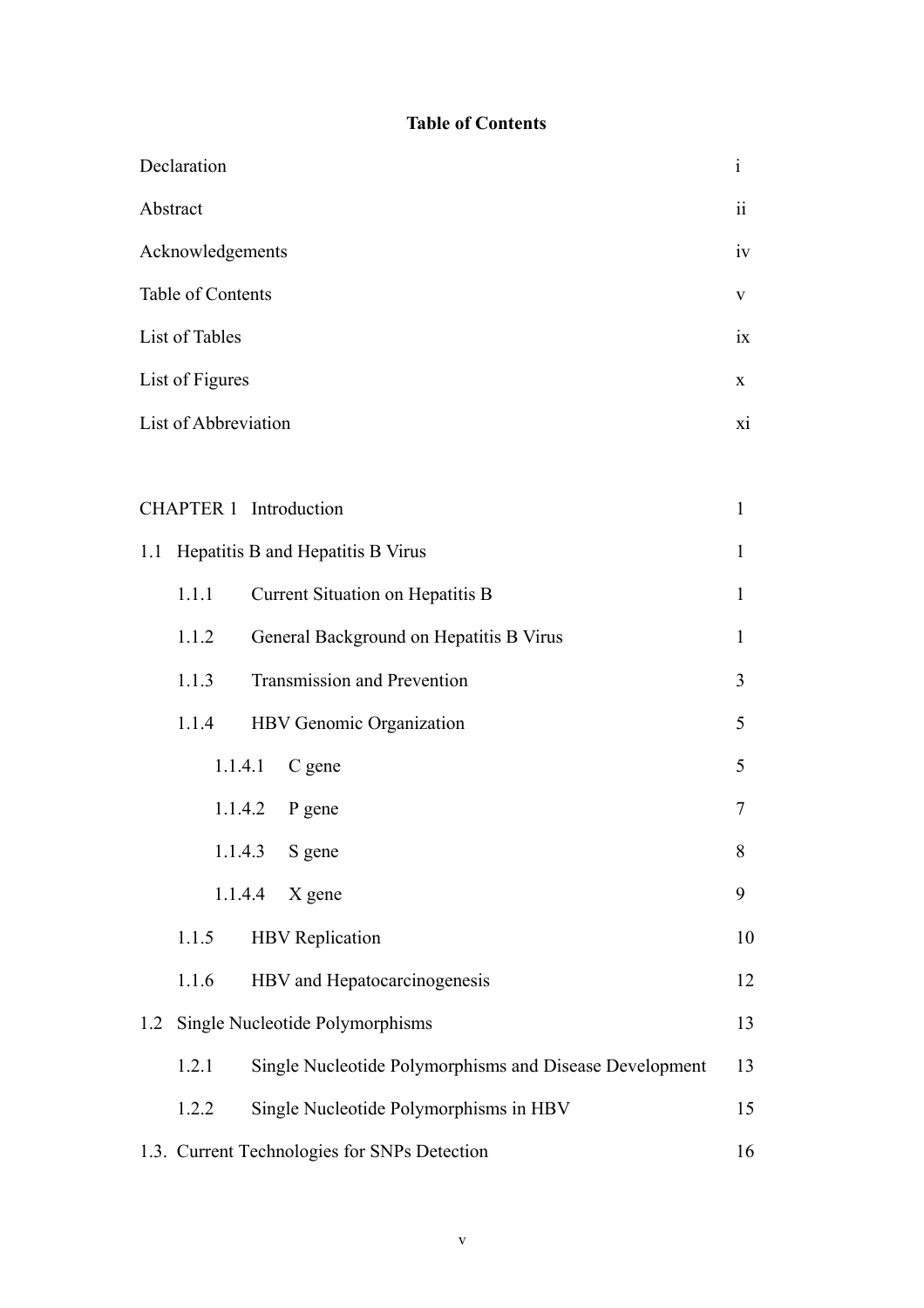# Table of Contents

| | |
|---|---|
| Declaration | i |
| Abstract | ii |
| Acknowledgements | iv |
| Table of Contents | v |
| List of Tables | ix |
| List of Figures | x |
| List of Abbreviation | xi |

| | |
|---|---|
| CHAPTER 1 Introduction | 1 |
| 1.1 Hepatitis B and Hepatitis B Virus | 1 |
| 1.1.1 Current Situation on Hepatitis B | 1 |
| 1.1.2 General Background on Hepatitis B Virus | 1 |
| 1.1.3 Transmission and Prevention | 3 |
| 1.1.4 HBV Genomic Organization | 5 |
| 1.1.4.1 C gene | 5 |
| 1.1.4.2 P gene | 7 |
| 1.1.4.3 S gene | 8 |
| 1.1.4.4 X gene | 9 |
| 1.1.5 HBV Replication | 10 |
| 1.1.6 HBV and Hepatocarcinogenesis | 12 |
| 1.2 Single Nucleotide Polymorphisms | 13 |
| 1.2.1 Single Nucleotide Polymorphisms and Disease Development | 13 |
| 1.2.2 Single Nucleotide Polymorphisms in HBV | 15 |
| 1.3. Current Technologies for SNPs Detection | 16 |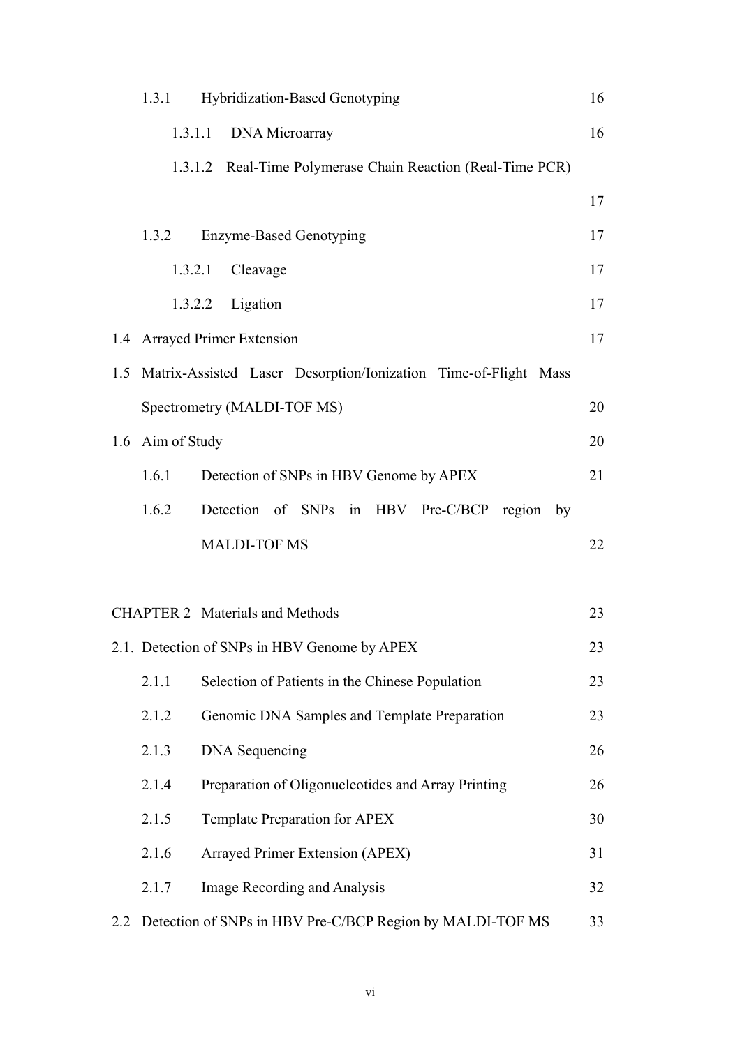| | | |
|---|---|---|
| 1.3.1 | Hybridization-Based Genotyping | 16 |
| 1.3.1.1 | DNA Microarray | 16 |
| 1.3.1.2 | Real-Time Polymerase Chain Reaction (Real-Time PCR) | 17 |
| 1.3.2 | Enzyme-Based Genotyping | 17 |
| 1.3.2.1 | Cleavage | 17 |
| 1.3.2.2 | Ligation | 17 |
| 1.4 | Arrayed Primer Extension | 17 |
| 1.5 | Matrix-Assisted Laser Desorption/Ionization Time-of-Flight Mass Spectrometry (MALDI-TOF MS) | 20 |
| 1.6 | Aim of Study | 20 |
| 1.6.1 | Detection of SNPs in HBV Genome by APEX | 21 |
| 1.6.2 | Detection of SNPs in HBV Pre-C/BCP region by MALDI-TOF MS | 22 |
| | | |
| CHAPTER 2 | Materials and Methods | 23 |
| 2.1. | Detection of SNPs in HBV Genome by APEX | 23 |
| 2.1.1 | Selection of Patients in the Chinese Population | 23 |
| 2.1.2 | Genomic DNA Samples and Template Preparation | 23 |
| 2.1.3 | DNA Sequencing | 26 |
| 2.1.4 | Preparation of Oligonucleotides and Array Printing | 26 |
| 2.1.5 | Template Preparation for APEX | 30 |
| 2.1.6 | Arrayed Primer Extension (APEX) | 31 |
| 2.1.7 | Image Recording and Analysis | 32 |
| 2.2 | Detection of SNPs in HBV Pre-C/BCP Region by MALDI-TOF MS | 33 |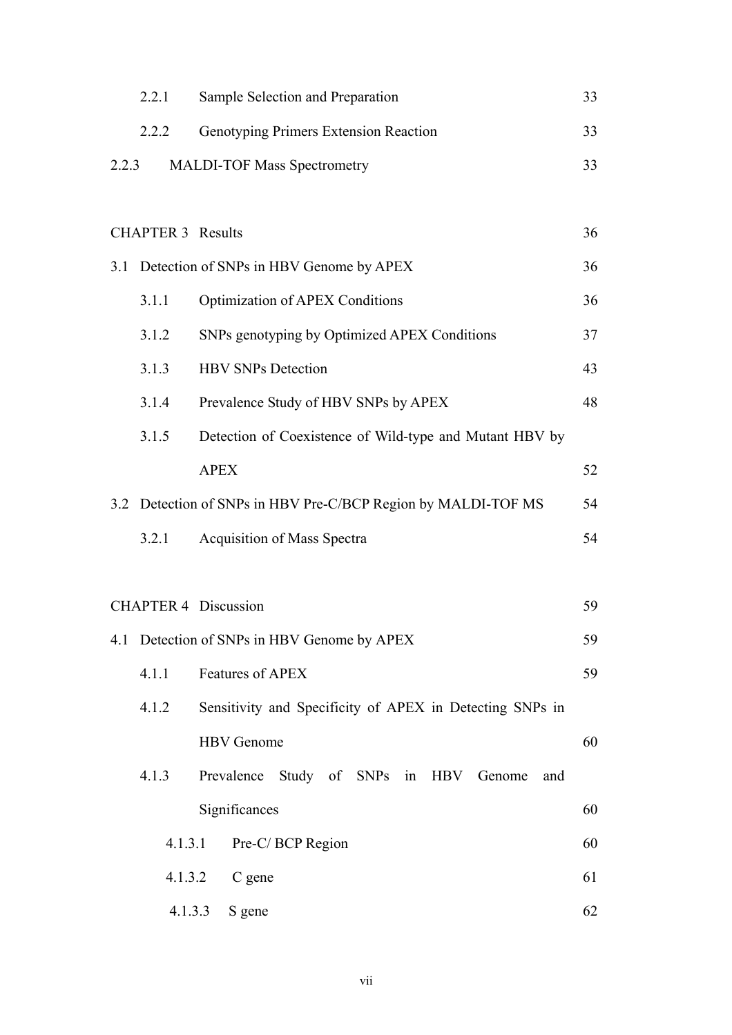2.2.1 Sample Selection and Preparation 33

2.2.2 Genotyping Primers Extension Reaction 33

2.2.3 MALDI-TOF Mass Spectrometry 33

CHAPTER 3 Results 36

3.1 Detection of SNPs in HBV Genome by APEX 36

3.1.1 Optimization of APEX Conditions 36

3.1.2 SNPs genotyping by Optimized APEX Conditions 37

3.1.3 HBV SNPs Detection 43

3.1.4 Prevalence Study of HBV SNPs by APEX 48

3.1.5 Detection of Coexistence of Wild-type and Mutant HBV by APEX 52

3.2 Detection of SNPs in HBV Pre-C/BCP Region by MALDI-TOF MS 54

3.2.1 Acquisition of Mass Spectra 54

CHAPTER 4 Discussion 59

4.1 Detection of SNPs in HBV Genome by APEX 59

4.1.1 Features of APEX 59

4.1.2 Sensitivity and Specificity of APEX in Detecting SNPs in HBV Genome 60

4.1.3 Prevalence Study of SNPs in HBV Genome and Significances 60

4.1.3.1 Pre-C/ BCP Region 60

4.1.3.2 C gene 61

4.1.3.3 S gene 62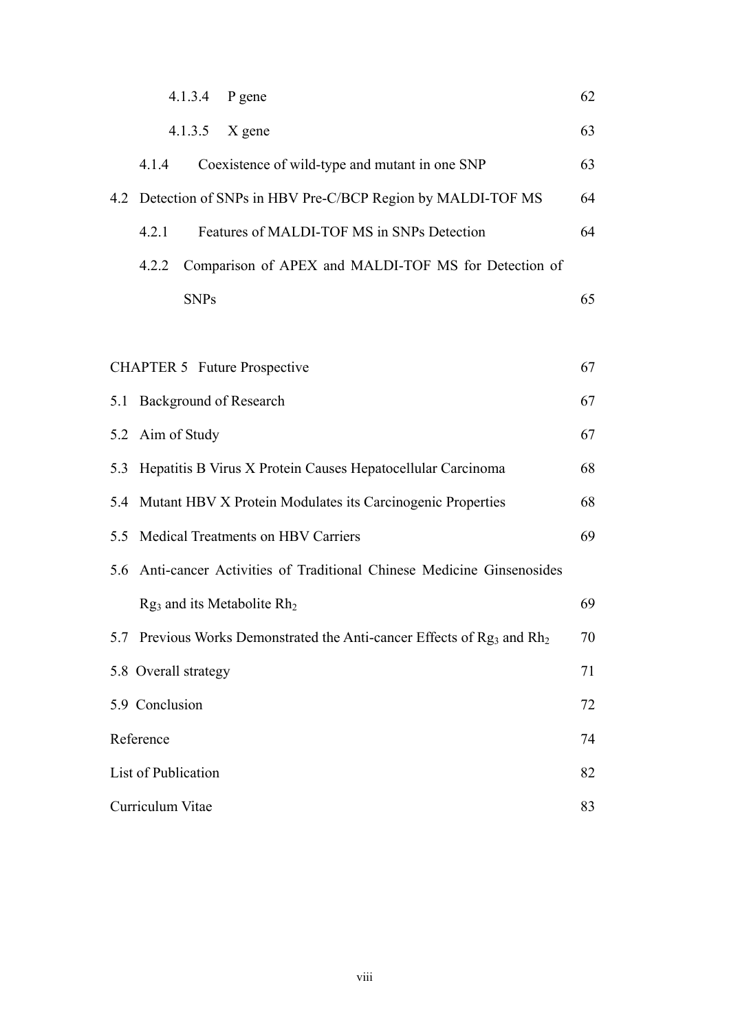4.1.3.4 P gene 62

4.1.3.5 X gene 63

4.1.4 Coexistence of wild-type and mutant in one SNP 63

4.2 Detection of SNPs in HBV Pre-C/BCP Region by MALDI-TOF MS 64

4.2.1 Features of MALDI-TOF MS in SNPs Detection 64

4.2.2 Comparison of APEX and MALDI-TOF MS for Detection of SNPs 65

CHAPTER 5 Future Prospective 67

5.1 Background of Research 67

5.2 Aim of Study 67

5.3 Hepatitis B Virus X Protein Causes Hepatocellular Carcinoma 68

5.4 Mutant HBV X Protein Modulates its Carcinogenic Properties 68

5.5 Medical Treatments on HBV Carriers 69

5.6 Anti-cancer Activities of Traditional Chinese Medicine Ginsenosides $Rg_3$ and its Metabolite $Rh_2$ 69

5.7 Previous Works Demonstrated the Anti-cancer Effects of $Rg_3$ and $Rh_2$ 70

5.8 Overall strategy 71

5.9 Conclusion 72

Reference 74

List of Publication 82

Curriculum Vitae 83